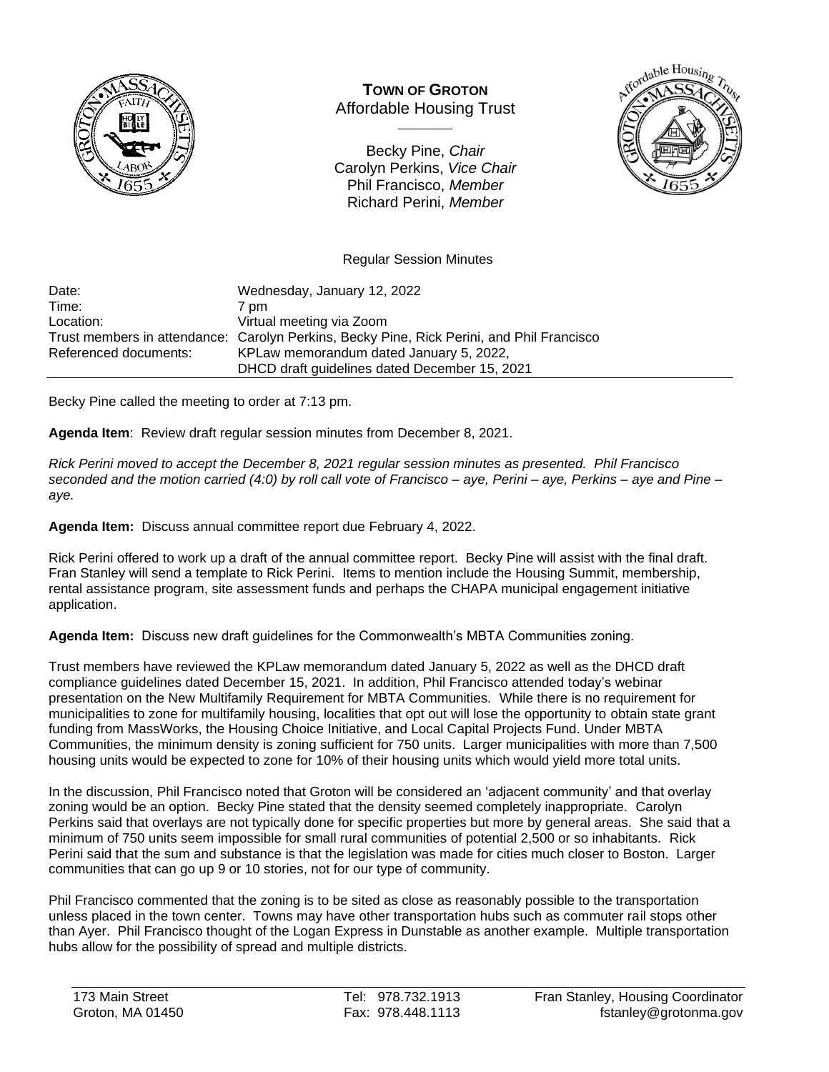# TOWN OF GROTON

Affordable Housing Trust

Becky Pine, *Chair*
Carolyn Perkins, *Vice Chair*
Phil Francisco, *Member*
Richard Perini, *Member*

Regular Session Minutes

| | |
|---|---|
| Date: | Wednesday, January 12, 2022 |
| Time: | 7 pm |
| Location: | Virtual meeting via Zoom |
| Trust members in attendance: | Carolyn Perkins, Becky Pine, Rick Perini, and Phil Francisco |
| Referenced documents: | KPLaw memorandum dated January 5, 2022, DHCD draft guidelines dated December 15, 2021 |

Becky Pine called the meeting to order at 7:13 pm.

**Agenda Item**: Review draft regular session minutes from December 8, 2021.

*Rick Perini moved to accept the December 8, 2021 regular session minutes as presented. Phil Francisco seconded and the motion carried (4:0) by roll call vote of Francisco – aye, Perini – aye, Perkins – aye and Pine – aye.*

**Agenda Item:** Discuss annual committee report due February 4, 2022.

Rick Perini offered to work up a draft of the annual committee report. Becky Pine will assist with the final draft. Fran Stanley will send a template to Rick Perini. Items to mention include the Housing Summit, membership, rental assistance program, site assessment funds and perhaps the CHAPA municipal engagement initiative application.

**Agenda Item:** Discuss new draft guidelines for the Commonwealth's MBTA Communities zoning.

Trust members have reviewed the KPLaw memorandum dated January 5, 2022 as well as the DHCD draft compliance guidelines dated December 15, 2021. In addition, Phil Francisco attended today's webinar presentation on the New Multifamily Requirement for MBTA Communities. While there is no requirement for municipalities to zone for multifamily housing, localities that opt out will lose the opportunity to obtain state grant funding from MassWorks, the Housing Choice Initiative, and Local Capital Projects Fund. Under MBTA Communities, the minimum density is zoning sufficient for 750 units. Larger municipalities with more than 7,500 housing units would be expected to zone for 10% of their housing units which would yield more total units.

In the discussion, Phil Francisco noted that Groton will be considered an 'adjacent community' and that overlay zoning would be an option. Becky Pine stated that the density seemed completely inappropriate. Carolyn Perkins said that overlays are not typically done for specific properties but more by general areas. She said that a minimum of 750 units seem impossible for small rural communities of potential 2,500 or so inhabitants. Rick Perini said that the sum and substance is that the legislation was made for cities much closer to Boston. Larger communities that can go up 9 or 10 stories, not for our type of community.

Phil Francisco commented that the zoning is to be sited as close as reasonably possible to the transportation unless placed in the town center. Towns may have other transportation hubs such as commuter rail stops other than Ayer. Phil Francisco thought of the Logan Express in Dunstable as another example. Multiple transportation hubs allow for the possibility of spread and multiple districts.

173 Main Street
Groton, MA 01450

Tel: 978.732.1913
Fax: 978.448.1113

Fran Stanley, Housing Coordinator
fstanley@grotonma.gov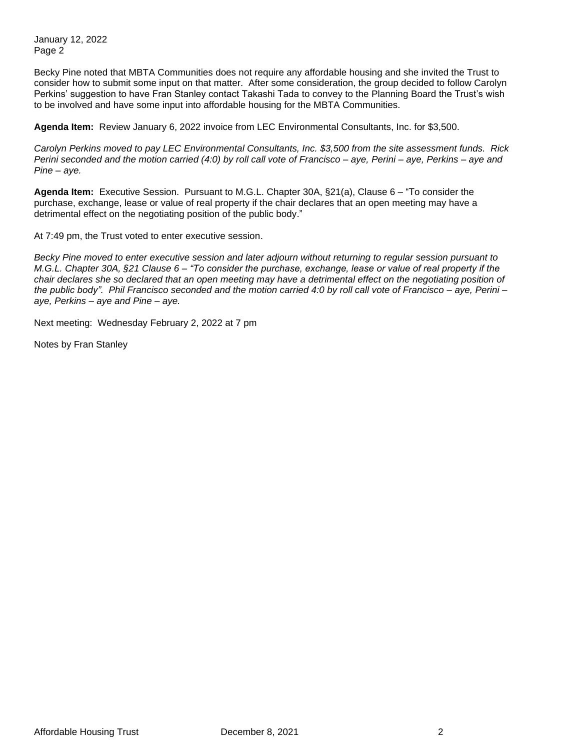Becky Pine noted that MBTA Communities does not require any affordable housing and she invited the Trust to consider how to submit some input on that matter. After some consideration, the group decided to follow Carolyn Perkins' suggestion to have Fran Stanley contact Takashi Tada to convey to the Planning Board the Trust's wish to be involved and have some input into affordable housing for the MBTA Communities.

**Agenda Item:** Review January 6, 2022 invoice from LEC Environmental Consultants, Inc. for $3,500.

*Carolyn Perkins moved to pay LEC Environmental Consultants, Inc. $3,500 from the site assessment funds. Rick Perini seconded and the motion carried (4:0) by roll call vote of Francisco – aye, Perini – aye, Perkins – aye and Pine – aye.*

**Agenda Item:** Executive Session. Pursuant to M.G.L. Chapter 30A, §21(a), Clause 6 – "To consider the purchase, exchange, lease or value of real property if the chair declares that an open meeting may have a detrimental effect on the negotiating position of the public body."

At 7:49 pm, the Trust voted to enter executive session.

*Becky Pine moved to enter executive session and later adjourn without returning to regular session pursuant to M.G.L. Chapter 30A, §21 Clause 6 – "To consider the purchase, exchange, lease or value of real property if the chair declares she so declared that an open meeting may have a detrimental effect on the negotiating position of the public body". Phil Francisco seconded and the motion carried 4:0 by roll call vote of Francisco – aye, Perini – aye, Perkins – aye and Pine – aye.*

Next meeting: Wednesday February 2, 2022 at 7 pm

Notes by Fran Stanley